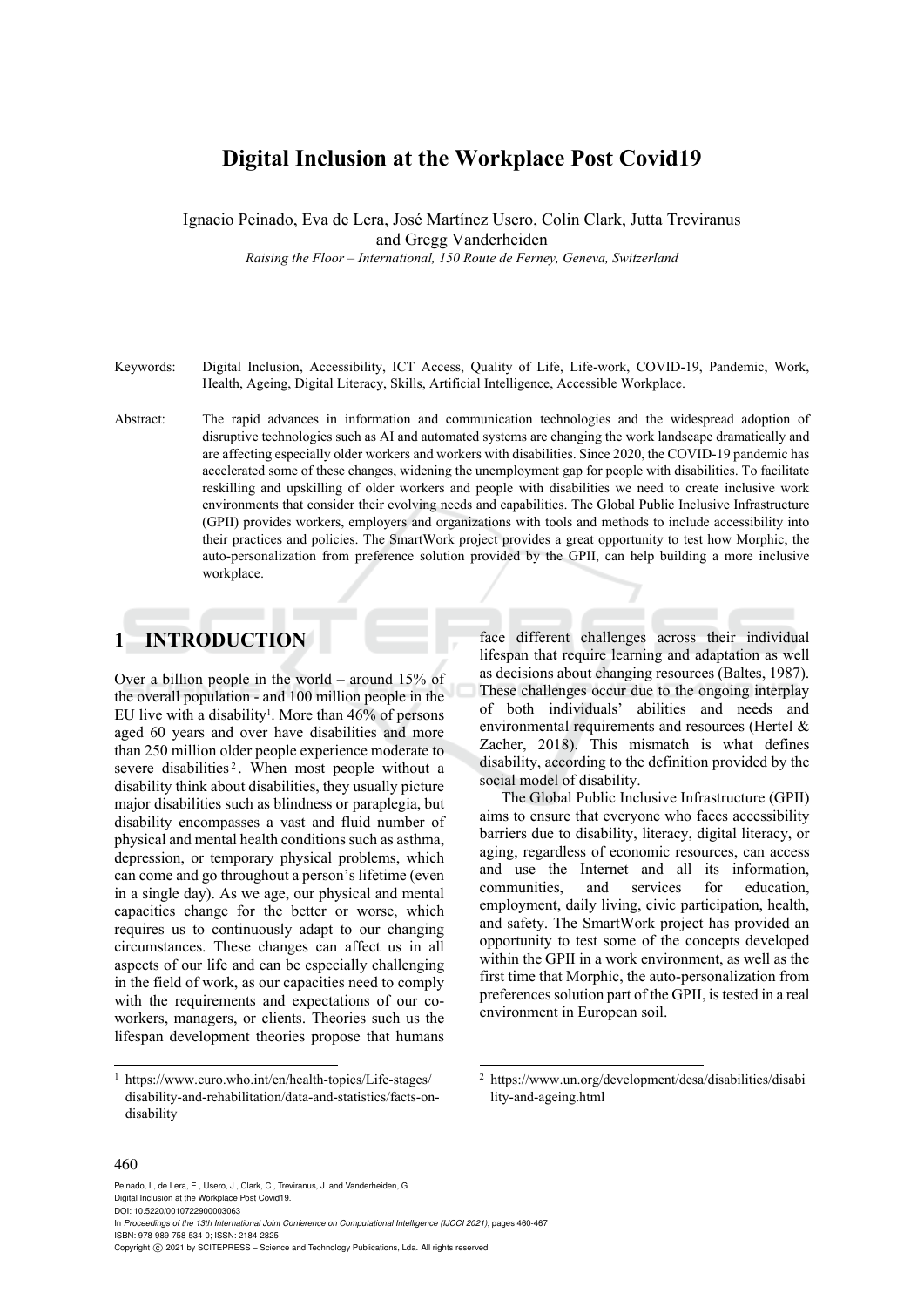# Digital Inclusion at the Workplace Post Covid19

Ignacio Peinado, Eva de Lera, José Martínez Usero, Colin Clark, Jutta Treviranus and Gregg Vanderheiden

*Raising the Floor – International, 150 Route de Ferney, Geneva, Switzerland*

Keywords: Digital Inclusion, Accessibility, ICT Access, Quality of Life, Life-work, COVID-19, Pandemic, Work, Health, Ageing, Digital Literacy, Skills, Artificial Intelligence, Accessible Workplace.

Abstract: The rapid advances in information and communication technologies and the widespread adoption of disruptive technologies such as AI and automated systems are changing the work landscape dramatically and are affecting especially older workers and workers with disabilities. Since 2020, the COVID-19 pandemic has accelerated some of these changes, widening the unemployment gap for people with disabilities. To facilitate reskilling and upskilling of older workers and people with disabilities we need to create inclusive work environments that consider their evolving needs and capabilities. The Global Public Inclusive Infrastructure (GPII) provides workers, employers and organizations with tools and methods to include accessibility into their practices and policies. The SmartWork project provides a great opportunity to test how Morphic, the auto-personalization from preference solution provided by the GPII, can help building a more inclusive workplace.

## 1 INTRODUCTION

Over a billion people in the world – around 15% of the overall population - and 100 million people in the EU live with a disability[1]. More than 46% of persons aged 60 years and over have disabilities and more than 250 million older people experience moderate to severe disabilities[2]. When most people without a disability think about disabilities, they usually picture major disabilities such as blindness or paraplegia, but disability encompasses a vast and fluid number of physical and mental health conditions such as asthma, depression, or temporary physical problems, which can come and go throughout a person's lifetime (even in a single day). As we age, our physical and mental capacities change for the better or worse, which requires us to continuously adapt to our changing circumstances. These changes can affect us in all aspects of our life and can be especially challenging in the field of work, as our capacities need to comply with the requirements and expectations of our co-workers, managers, or clients. Theories such us the lifespan development theories propose that humans face different challenges across their individual lifespan that require learning and adaptation as well as decisions about changing resources (Baltes, 1987). These challenges occur due to the ongoing interplay of both individuals' abilities and needs and environmental requirements and resources (Hertel & Zacher, 2018). This mismatch is what defines disability, according to the definition provided by the social model of disability.

The Global Public Inclusive Infrastructure (GPII) aims to ensure that everyone who faces accessibility barriers due to disability, literacy, digital literacy, or aging, regardless of economic resources, can access and use the Internet and all its information, communities, and services for education, employment, daily living, civic participation, health, and safety. The SmartWork project has provided an opportunity to test some of the concepts developed within the GPII in a work environment, as well as the first time that Morphic, the auto-personalization from preferences solution part of the GPII, is tested in a real environment in European soil.

[1] https://www.euro.who.int/en/health-topics/Life-stages/disability-and-rehabilitation/data-and-statistics/facts-on-disability

[2] https://www.un.org/development/desa/disabilities/disability-and-ageing.html

Peinado, I., de Lera, E., Usero, J., Clark, C., Treviranus, J. and Vanderheiden, G.
Digital Inclusion at the Workplace Post Covid19.
DOI: 10.5220/0010722900003063
In *Proceedings of the 13th International Joint Conference on Computational Intelligence (IJCCI 2021)*, pages 460-467
ISBN: 978-989-758-534-0; ISSN: 2184-2825
Copyright © 2021 by SCITEPRESS – Science and Technology Publications, Lda. All rights reserved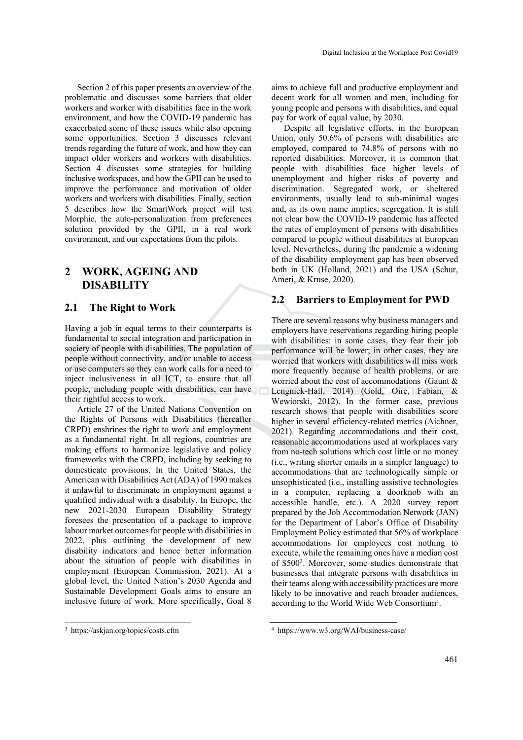Section 2 of this paper presents an overview of the problematic and discusses some barriers that older workers and worker with disabilities face in the work environment, and how the COVID-19 pandemic has exacerbated some of these issues while also opening some opportunities. Section 3 discusses relevant trends regarding the future of work, and how they can impact older workers and workers with disabilities. Section 4 discusses some strategies for building inclusive workspaces, and how the GPII can be used to improve the performance and motivation of older workers and workers with disabilities. Finally, section 5 describes how the SmartWork project will test Morphic, the auto-personalization from preferences solution provided by the GPII, in a real work environment, and our expectations from the pilots.

## 2 WORK, AGEING AND DISABILITY

### 2.1 The Right to Work

Having a job in equal terms to their counterparts is fundamental to social integration and participation in society of people with disabilities. The population of people without connectivity, and/or unable to access or use computers so they can work calls for a need to inject inclusiveness in all ICT, to ensure that all people, including people with disabilities, can have their rightful access to work.

Article 27 of the United Nations Convention on the Rights of Persons with Disabilities (hereafter CRPD) enshrines the right to work and employment as a fundamental right. In all regions, countries are making efforts to harmonize legislative and policy frameworks with the CRPD, including by seeking to domesticate provisions. In the United States, the American with Disabilities Act (ADA) of 1990 makes it unlawful to discriminate in employment against a qualified individual with a disability. In Europe, the new 2021-2030 European Disability Strategy foresees the presentation of a package to improve labour market outcomes for people with disabilities in 2022, plus outlining the development of new disability indicators and hence better information about the situation of people with disabilities in employment (European Commission, 2021). At a global level, the United Nation's 2030 Agenda and Sustainable Development Goals aims to ensure an inclusive future of work. More specifically, Goal 8 aims to achieve full and productive employment and decent work for all women and men, including for young people and persons with disabilities, and equal pay for work of equal value, by 2030.

Despite all legislative efforts, in the European Union, only 50.6% of persons with disabilities are employed, compared to 74.8% of persons with no reported disabilities. Moreover, it is common that people with disabilities face higher levels of unemployment and higher risks of poverty and discrimination. Segregated work, or sheltered environments, usually lead to sub-minimal wages and, as its own name implies, segregation. It is still not clear how the COVID-19 pandemic has affected the rates of employment of persons with disabilities compared to people without disabilities at European level. Nevertheless, during the pandemic a widening of the disability employment gap has been observed both in UK (Holland, 2021) and the USA (Schur, Ameri, & Kruse, 2020).

### 2.2 Barriers to Employment for PWD

There are several reasons why business managers and employers have reservations regarding hiring people with disabilities: in some cases, they fear their job performance will be lower; in other cases, they are worried that workers with disabilities will miss work more frequently because of health problems, or are worried about the cost of accommodations (Gaunt & Lengnick-Hall, 2014) (Gold, Oire, Fabian, & Wewiorski, 2012). In the former case, previous research shows that people with disabilities score higher in several efficiency-related metrics (Aichner, 2021). Regarding accommodations and their cost, reasonable accommodations used at workplaces vary from no-tech solutions which cost little or no money (i.e., writing shorter emails in a simpler language) to accommodations that are technologically simple or unsophisticated (i.e., installing assistive technologies in a computer, replacing a doorknob with an accessible handle, etc.). A 2020 survey report prepared by the Job Accommodation Network (JAN) for the Department of Labor's Office of Disability Employment Policy estimated that 56% of workplace accommodations for employees cost nothing to execute, while the remaining ones have a median cost of $500[3]. Moreover, some studies demonstrate that businesses that integrate persons with disabilities in their teams along with accessibility practices are more likely to be innovative and reach broader audiences, according to the World Wide Web Consortium[4].

[3] https://askjan.org/topics/costs.cfm

[4] https://www.w3.org/WAI/business-case/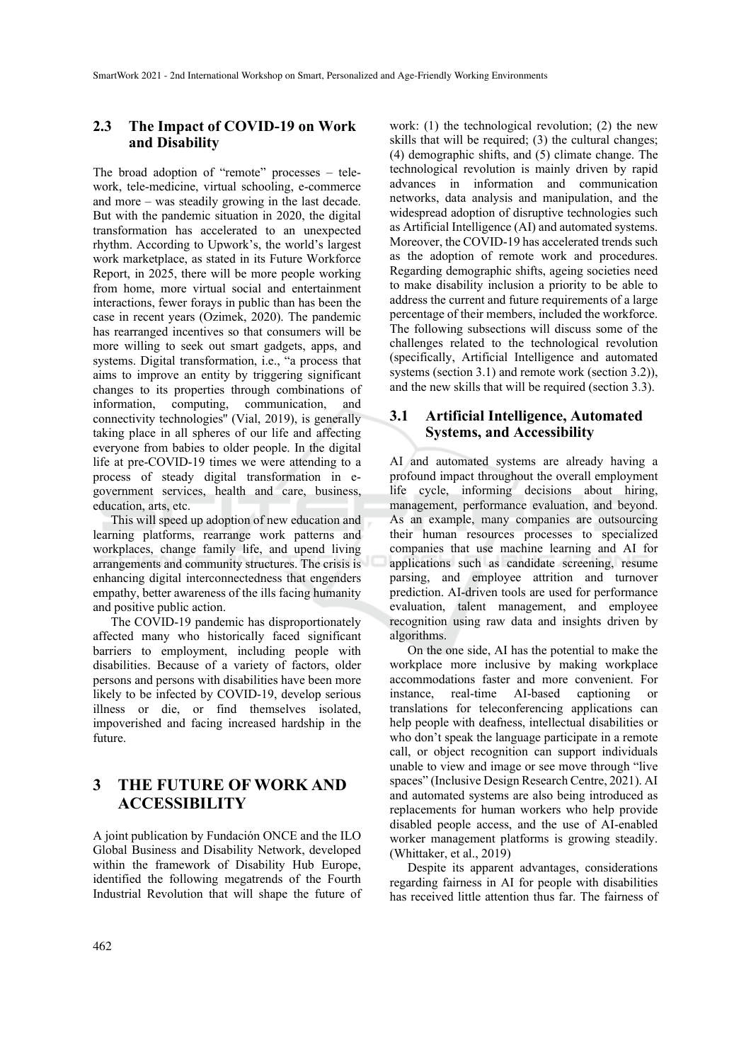### 2.3 The Impact of COVID-19 on Work and Disability

The broad adoption of "remote" processes – tele-work, tele-medicine, virtual schooling, e-commerce and more – was steadily growing in the last decade. But with the pandemic situation in 2020, the digital transformation has accelerated to an unexpected rhythm. According to Upwork's, the world's largest work marketplace, as stated in its Future Workforce Report, in 2025, there will be more people working from home, more virtual social and entertainment interactions, fewer forays in public than has been the case in recent years (Ozimek, 2020). The pandemic has rearranged incentives so that consumers will be more willing to seek out smart gadgets, apps, and systems. Digital transformation, i.e., "a process that aims to improve an entity by triggering significant changes to its properties through combinations of information, computing, communication, and connectivity technologies" (Vial, 2019), is generally taking place in all spheres of our life and affecting everyone from babies to older people. In the digital life at pre-COVID-19 times we were attending to a process of steady digital transformation in e-government services, health and care, business, education, arts, etc.

This will speed up adoption of new education and learning platforms, rearrange work patterns and workplaces, change family life, and upend living arrangements and community structures. The crisis is enhancing digital interconnectedness that engenders empathy, better awareness of the ills facing humanity and positive public action.

The COVID-19 pandemic has disproportionately affected many who historically faced significant barriers to employment, including people with disabilities. Because of a variety of factors, older persons and persons with disabilities have been more likely to be infected by COVID-19, develop serious illness or die, or find themselves isolated, impoverished and facing increased hardship in the future.

## 3 THE FUTURE OF WORK AND ACCESSIBILITY

A joint publication by Fundación ONCE and the ILO Global Business and Disability Network, developed within the framework of Disability Hub Europe, identified the following megatrends of the Fourth Industrial Revolution that will shape the future of work: (1) the technological revolution; (2) the new skills that will be required; (3) the cultural changes; (4) demographic shifts, and (5) climate change. The technological revolution is mainly driven by rapid advances in information and communication networks, data analysis and manipulation, and the widespread adoption of disruptive technologies such as Artificial Intelligence (AI) and automated systems. Moreover, the COVID-19 has accelerated trends such as the adoption of remote work and procedures. Regarding demographic shifts, ageing societies need to make disability inclusion a priority to be able to address the current and future requirements of a large percentage of their members, included the workforce. The following subsections will discuss some of the challenges related to the technological revolution (specifically, Artificial Intelligence and automated systems (section 3.1) and remote work (section 3.2)), and the new skills that will be required (section 3.3).

### 3.1 Artificial Intelligence, Automated Systems, and Accessibility

AI and automated systems are already having a profound impact throughout the overall employment life cycle, informing decisions about hiring, management, performance evaluation, and beyond. As an example, many companies are outsourcing their human resources processes to specialized companies that use machine learning and AI for applications such as candidate screening, resume parsing, and employee attrition and turnover prediction. AI-driven tools are used for performance evaluation, talent management, and employee recognition using raw data and insights driven by algorithms.

On the one side, AI has the potential to make the workplace more inclusive by making workplace accommodations faster and more convenient. For instance, real-time AI-based captioning or translations for teleconferencing applications can help people with deafness, intellectual disabilities or who don't speak the language participate in a remote call, or object recognition can support individuals unable to view and image or see move through "live spaces" (Inclusive Design Research Centre, 2021). AI and automated systems are also being introduced as replacements for human workers who help provide disabled people access, and the use of AI-enabled worker management platforms is growing steadily. (Whittaker, et al., 2019)

Despite its apparent advantages, considerations regarding fairness in AI for people with disabilities has received little attention thus far. The fairness of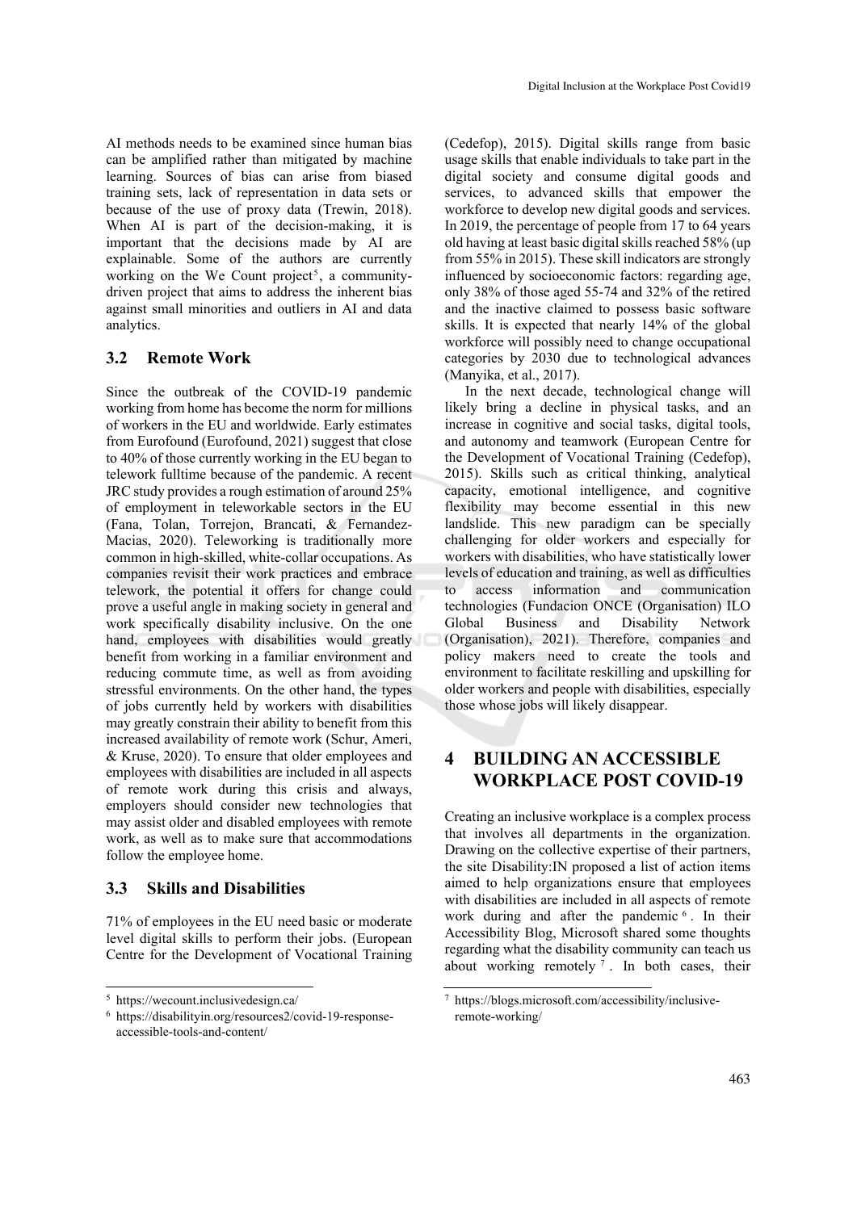AI methods needs to be examined since human bias can be amplified rather than mitigated by machine learning. Sources of bias can arise from biased training sets, lack of representation in data sets or because of the use of proxy data (Trewin, 2018). When AI is part of the decision-making, it is important that the decisions made by AI are explainable. Some of the authors are currently working on the We Count project[5], a community-driven project that aims to address the inherent bias against small minorities and outliers in AI and data analytics.

### 3.2 Remote Work

Since the outbreak of the COVID-19 pandemic working from home has become the norm for millions of workers in the EU and worldwide. Early estimates from Eurofound (Eurofound, 2021) suggest that close to 40% of those currently working in the EU began to telework fulltime because of the pandemic. A recent JRC study provides a rough estimation of around 25% of employment in teleworkable sectors in the EU (Fana, Tolan, Torrejon, Brancati, & Fernandez-Macias, 2020). Teleworking is traditionally more common in high-skilled, white-collar occupations. As companies revisit their work practices and embrace telework, the potential it offers for change could prove a useful angle in making society in general and work specifically disability inclusive. On the one hand, employees with disabilities would greatly benefit from working in a familiar environment and reducing commute time, as well as from avoiding stressful environments. On the other hand, the types of jobs currently held by workers with disabilities may greatly constrain their ability to benefit from this increased availability of remote work (Schur, Ameri, & Kruse, 2020). To ensure that older employees and employees with disabilities are included in all aspects of remote work during this crisis and always, employers should consider new technologies that may assist older and disabled employees with remote work, as well as to make sure that accommodations follow the employee home.

### 3.3 Skills and Disabilities

71% of employees in the EU need basic or moderate level digital skills to perform their jobs. (European Centre for the Development of Vocational Training (Cedefop), 2015). Digital skills range from basic usage skills that enable individuals to take part in the digital society and consume digital goods and services, to advanced skills that empower the workforce to develop new digital goods and services. In 2019, the percentage of people from 17 to 64 years old having at least basic digital skills reached 58% (up from 55% in 2015). These skill indicators are strongly influenced by socioeconomic factors: regarding age, only 38% of those aged 55-74 and 32% of the retired and the inactive claimed to possess basic software skills. It is expected that nearly 14% of the global workforce will possibly need to change occupational categories by 2030 due to technological advances (Manyika, et al., 2017).

In the next decade, technological change will likely bring a decline in physical tasks, and an increase in cognitive and social tasks, digital tools, and autonomy and teamwork (European Centre for the Development of Vocational Training (Cedefop), 2015). Skills such as critical thinking, analytical capacity, emotional intelligence, and cognitive flexibility may become essential in this new landslide. This new paradigm can be specially challenging for older workers and especially for workers with disabilities, who have statistically lower levels of education and training, as well as difficulties to access information and communication technologies (Fundacion ONCE (Organisation) ILO Global Business and Disability Network (Organisation), 2021). Therefore, companies and policy makers need to create the tools and environment to facilitate reskilling and upskilling for older workers and people with disabilities, especially those whose jobs will likely disappear.

## 4 BUILDING AN ACCESSIBLE WORKPLACE POST COVID-19

Creating an inclusive workplace is a complex process that involves all departments in the organization. Drawing on the collective expertise of their partners, the site Disability:IN proposed a list of action items aimed to help organizations ensure that employees with disabilities are included in all aspects of remote work during and after the pandemic[6]. In their Accessibility Blog, Microsoft shared some thoughts regarding what the disability community can teach us about working remotely[7]. In both cases, their

[5] https://wecount.inclusivedesign.ca/

[6] https://disabilityin.org/resources2/covid-19-response-accessible-tools-and-content/

[7] https://blogs.microsoft.com/accessibility/inclusive-remote-working/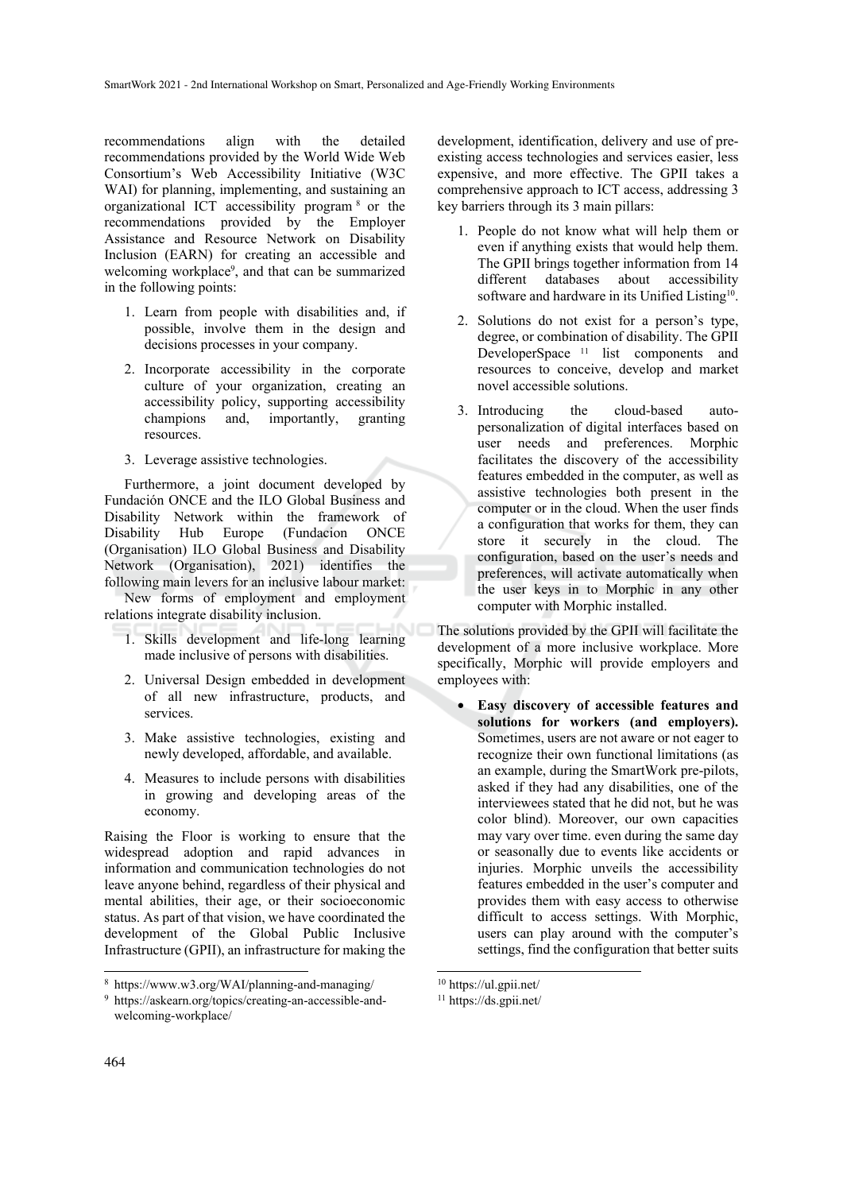recommendations align with the detailed recommendations provided by the World Wide Web Consortium's Web Accessibility Initiative (W3C WAI) for planning, implementing, and sustaining an organizational ICT accessibility program [8] or the recommendations provided by the Employer Assistance and Resource Network on Disability Inclusion (EARN) for creating an accessible and welcoming workplace[9], and that can be summarized in the following points:

1. Learn from people with disabilities and, if possible, involve them in the design and decisions processes in your company.
2. Incorporate accessibility in the corporate culture of your organization, creating an accessibility policy, supporting accessibility champions and, importantly, granting resources.
3. Leverage assistive technologies.

Furthermore, a joint document developed by Fundación ONCE and the ILO Global Business and Disability Network within the framework of Disability Hub Europe (Fundacion ONCE (Organisation) ILO Global Business and Disability Network (Organisation), 2021) identifies the following main levers for an inclusive labour market:

New forms of employment and employment relations integrate disability inclusion.

1. Skills development and life-long learning made inclusive of persons with disabilities.
2. Universal Design embedded in development of all new infrastructure, products, and services.
3. Make assistive technologies, existing and newly developed, affordable, and available.
4. Measures to include persons with disabilities in growing and developing areas of the economy.

Raising the Floor is working to ensure that the widespread adoption and rapid advances in information and communication technologies do not leave anyone behind, regardless of their physical and mental abilities, their age, or their socioeconomic status. As part of that vision, we have coordinated the development of the Global Public Inclusive Infrastructure (GPII), an infrastructure for making the development, identification, delivery and use of pre-existing access technologies and services easier, less expensive, and more effective. The GPII takes a comprehensive approach to ICT access, addressing 3 key barriers through its 3 main pillars:

1. People do not know what will help them or even if anything exists that would help them. The GPII brings together information from 14 different databases about accessibility software and hardware in its Unified Listing[10].
2. Solutions do not exist for a person's type, degree, or combination of disability. The GPII DeveloperSpace [11] list components and resources to conceive, develop and market novel accessible solutions.
3. Introducing the cloud-based auto-personalization of digital interfaces based on user needs and preferences. Morphic facilitates the discovery of the accessibility features embedded in the computer, as well as assistive technologies both present in the computer or in the cloud. When the user finds a configuration that works for them, they can store it securely in the cloud. The configuration, based on the user's needs and preferences, will activate automatically when the user keys in to Morphic in any other computer with Morphic installed.

The solutions provided by the GPII will facilitate the development of a more inclusive workplace. More specifically, Morphic will provide employers and employees with:

- **Easy discovery of accessible features and solutions for workers (and employers).** Sometimes, users are not aware or not eager to recognize their own functional limitations (as an example, during the SmartWork pre-pilots, asked if they had any disabilities, one of the interviewees stated that he did not, but he was color blind). Moreover, our own capacities may vary over time. even during the same day or seasonally due to events like accidents or injuries. Morphic unveils the accessibility features embedded in the user's computer and provides them with easy access to otherwise difficult to access settings. With Morphic, users can play around with the computer's settings, find the configuration that better suits

---

[8] https://www.w3.org/WAI/planning-and-managing/

[9] https://askearn.org/topics/creating-an-accessible-and-welcoming-workplace/

[10] https://ul.gpii.net/

[11] https://ds.gpii.net/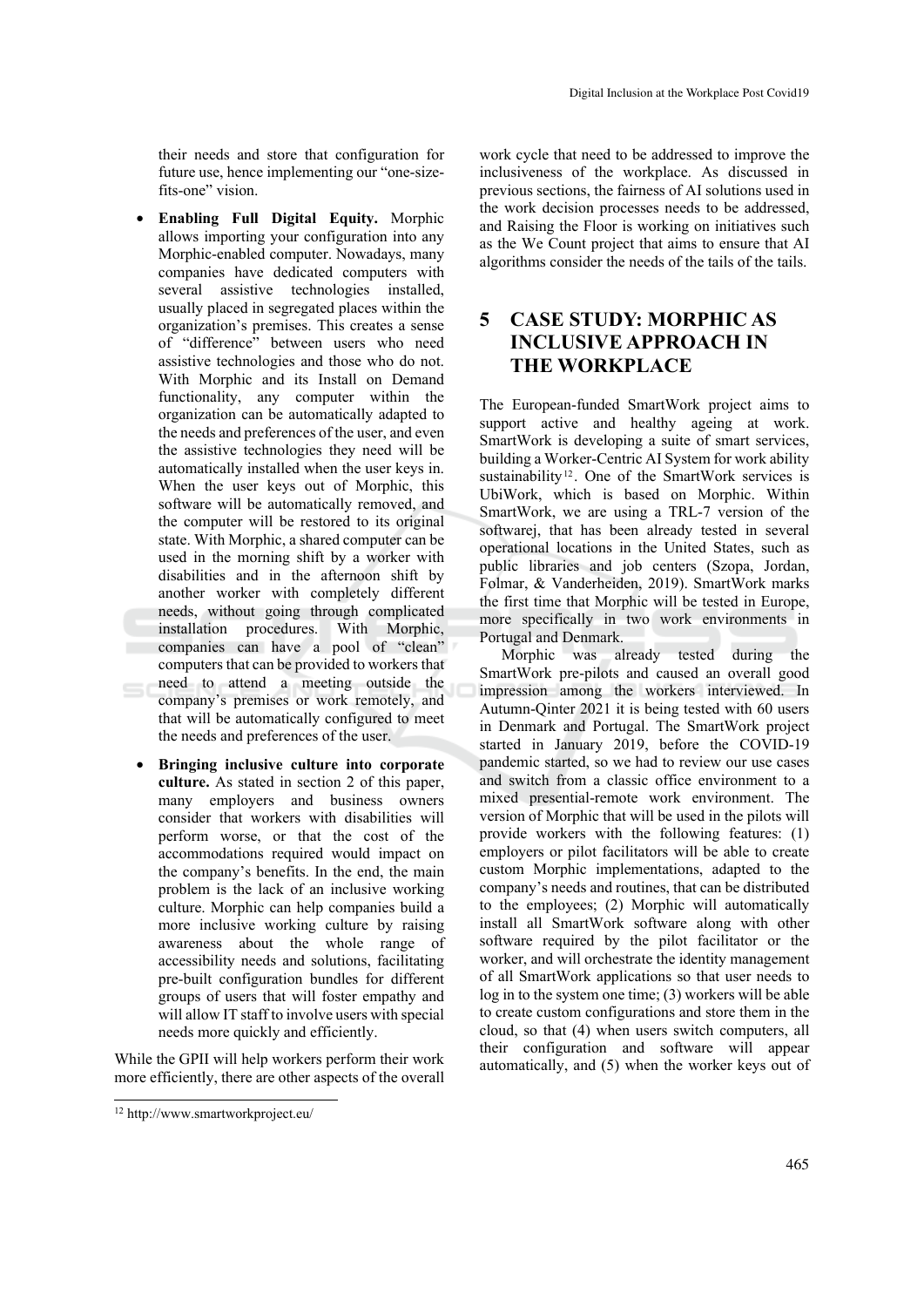their needs and store that configuration for future use, hence implementing our "one-size-fits-one" vision.

- **Enabling Full Digital Equity.** Morphic allows importing your configuration into any Morphic-enabled computer. Nowadays, many companies have dedicated computers with several assistive technologies installed, usually placed in segregated places within the organization's premises. This creates a sense of "difference" between users who need assistive technologies and those who do not. With Morphic and its Install on Demand functionality, any computer within the organization can be automatically adapted to the needs and preferences of the user, and even the assistive technologies they need will be automatically installed when the user keys in. When the user keys out of Morphic, this software will be automatically removed, and the computer will be restored to its original state. With Morphic, a shared computer can be used in the morning shift by a worker with disabilities and in the afternoon shift by another worker with completely different needs, without going through complicated installation procedures. With Morphic, companies can have a pool of "clean" computers that can be provided to workers that need to attend a meeting outside the company's premises or work remotely, and that will be automatically configured to meet the needs and preferences of the user.
- **Bringing inclusive culture into corporate culture.** As stated in section 2 of this paper, many employers and business owners consider that workers with disabilities will perform worse, or that the cost of the accommodations required would impact on the company's benefits. In the end, the main problem is the lack of an inclusive working culture. Morphic can help companies build a more inclusive working culture by raising awareness about the whole range of accessibility needs and solutions, facilitating pre-built configuration bundles for different groups of users that will foster empathy and will allow IT staff to involve users with special needs more quickly and efficiently.

While the GPII will help workers perform their work more efficiently, there are other aspects of the overall work cycle that need to be addressed to improve the inclusiveness of the workplace. As discussed in previous sections, the fairness of AI solutions used in the work decision processes needs to be addressed, and Raising the Floor is working on initiatives such as the We Count project that aims to ensure that AI algorithms consider the needs of the tails of the tails.

## 5 CASE STUDY: MORPHIC AS INCLUSIVE APPROACH IN THE WORKPLACE

The European-funded SmartWork project aims to support active and healthy ageing at work. SmartWork is developing a suite of smart services, building a Worker-Centric AI System for work ability sustainability[12]. One of the SmartWork services is UbiWork, which is based on Morphic. Within SmartWork, we are using a TRL-7 version of the softwarej, that has been already tested in several operational locations in the United States, such as public libraries and job centers (Szopa, Jordan, Folmar, & Vanderheiden, 2019). SmartWork marks the first time that Morphic will be tested in Europe, more specifically in two work environments in Portugal and Denmark.

Morphic was already tested during the SmartWork pre-pilots and caused an overall good impression among the workers interviewed. In Autumn-Qinter 2021 it is being tested with 60 users in Denmark and Portugal. The SmartWork project started in January 2019, before the COVID-19 pandemic started, so we had to review our use cases and switch from a classic office environment to a mixed presential-remote work environment. The version of Morphic that will be used in the pilots will provide workers with the following features: (1) employers or pilot facilitators will be able to create custom Morphic implementations, adapted to the company's needs and routines, that can be distributed to the employees; (2) Morphic will automatically install all SmartWork software along with other software required by the pilot facilitator or the worker, and will orchestrate the identity management of all SmartWork applications so that user needs to log in to the system one time; (3) workers will be able to create custom configurations and store them in the cloud, so that (4) when users switch computers, all their configuration and software will appear automatically, and (5) when the worker keys out of

[12] http://www.smartworkproject.eu/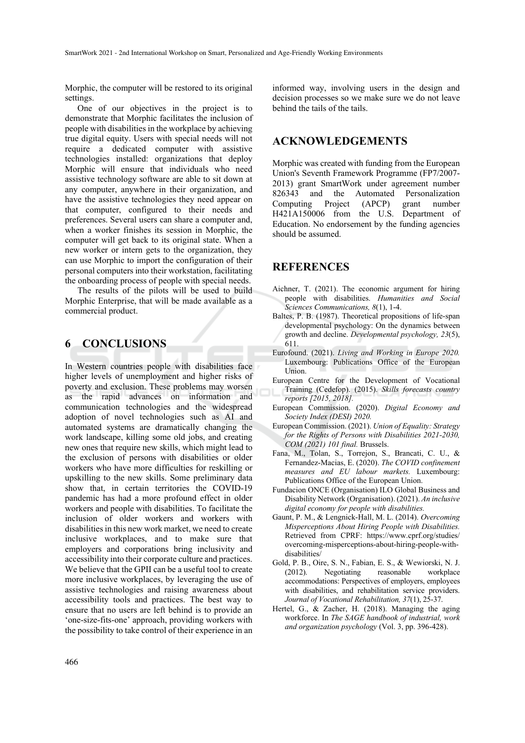Morphic, the computer will be restored to its original settings.

One of our objectives in the project is to demonstrate that Morphic facilitates the inclusion of people with disabilities in the workplace by achieving true digital equity. Users with special needs will not require a dedicated computer with assistive technologies installed: organizations that deploy Morphic will ensure that individuals who need assistive technology software are able to sit down at any computer, anywhere in their organization, and have the assistive technologies they need appear on that computer, configured to their needs and preferences. Several users can share a computer and, when a worker finishes its session in Morphic, the computer will get back to its original state. When a new worker or intern gets to the organization, they can use Morphic to import the configuration of their personal computers into their workstation, facilitating the onboarding process of people with special needs.

The results of the pilots will be used to build Morphic Enterprise, that will be made available as a commercial product.

## 6 CONCLUSIONS

In Western countries people with disabilities face higher levels of unemployment and higher risks of poverty and exclusion. These problems may worsen as the rapid advances on information and communication technologies and the widespread adoption of novel technologies such as AI and automated systems are dramatically changing the work landscape, killing some old jobs, and creating new ones that require new skills, which might lead to the exclusion of persons with disabilities or older workers who have more difficulties for reskilling or upskilling to the new skills. Some preliminary data show that, in certain territories the COVID-19 pandemic has had a more profound effect in older workers and people with disabilities. To facilitate the inclusion of older workers and workers with disabilities in this new work market, we need to create inclusive workplaces, and to make sure that employers and corporations bring inclusivity and accessibility into their corporate culture and practices. We believe that the GPII can be a useful tool to create more inclusive workplaces, by leveraging the use of assistive technologies and raising awareness about accessibility tools and practices. The best way to ensure that no users are left behind is to provide an 'one-size-fits-one' approach, providing workers with the possibility to take control of their experience in an informed way, involving users in the design and decision processes so we make sure we do not leave behind the tails of the tails.

## ACKNOWLEDGEMENTS

Morphic was created with funding from the European Union's Seventh Framework Programme (FP7/2007-2013) grant SmartWork under agreement number 826343 and the Automated Personalization Computing Project (APCP) grant number H421A150006 from the U.S. Department of Education. No endorsement by the funding agencies should be assumed.

## REFERENCES

Aichner, T. (2021). The economic argument for hiring people with disabilities. *Humanities and Social Sciences Communications, 8*(1), 1-4.

Baltes, P. B. (1987). Theoretical propositions of life-span developmental psychology: On the dynamics between growth and decline. *Developmental psychology, 23*(5), 611.

Eurofound. (2021). *Living and Working in Europe 2020.* Luxembourg: Publications Office of the European Union.

European Centre for the Development of Vocational Training (Cedefop). (2015). *Skills forecasts country reports [2015, 2018].*

European Commission. (2020). *Digital Economy and Society Index (DESI) 2020.*

European Commission. (2021). *Union of Equality: Strategy for the Rights of Persons with Disabilities 2021-2030, COM (2021) 101 final.* Brussels.

Fana, M., Tolan, S., Torrejon, S., Brancati, C. U., & Fernandez-Macias, E. (2020). *The COVID confinement measures and EU labour markets.* Luxembourg: Publications Office of the European Union.

Fundacion ONCE (Organisation) ILO Global Business and Disability Network (Organisation). (2021). *An inclusive digital economy for people with disabilities.*

Gaunt, P. M., & Lengnick-Hall, M. L. (2014). *Overcoming Misperceptions About Hiring People with Disabilities.* Retrieved from CPRF: https://www.cprf.org/studies/overcoming-misperceptions-about-hiring-people-with-disabilities/

Gold, P. B., Oire, S. N., Fabian, E. S., & Wewiorski, N. J. (2012). Negotiating reasonable workplace accommodations: Perspectives of employers, employees with disabilities, and rehabilitation service providers. *Journal of Vocational Rehabilitation, 37*(1), 25-37.

Hertel, G., & Zacher, H. (2018). Managing the aging workforce. In *The SAGE handbook of industrial, work and organization psychology* (Vol. 3, pp. 396-428).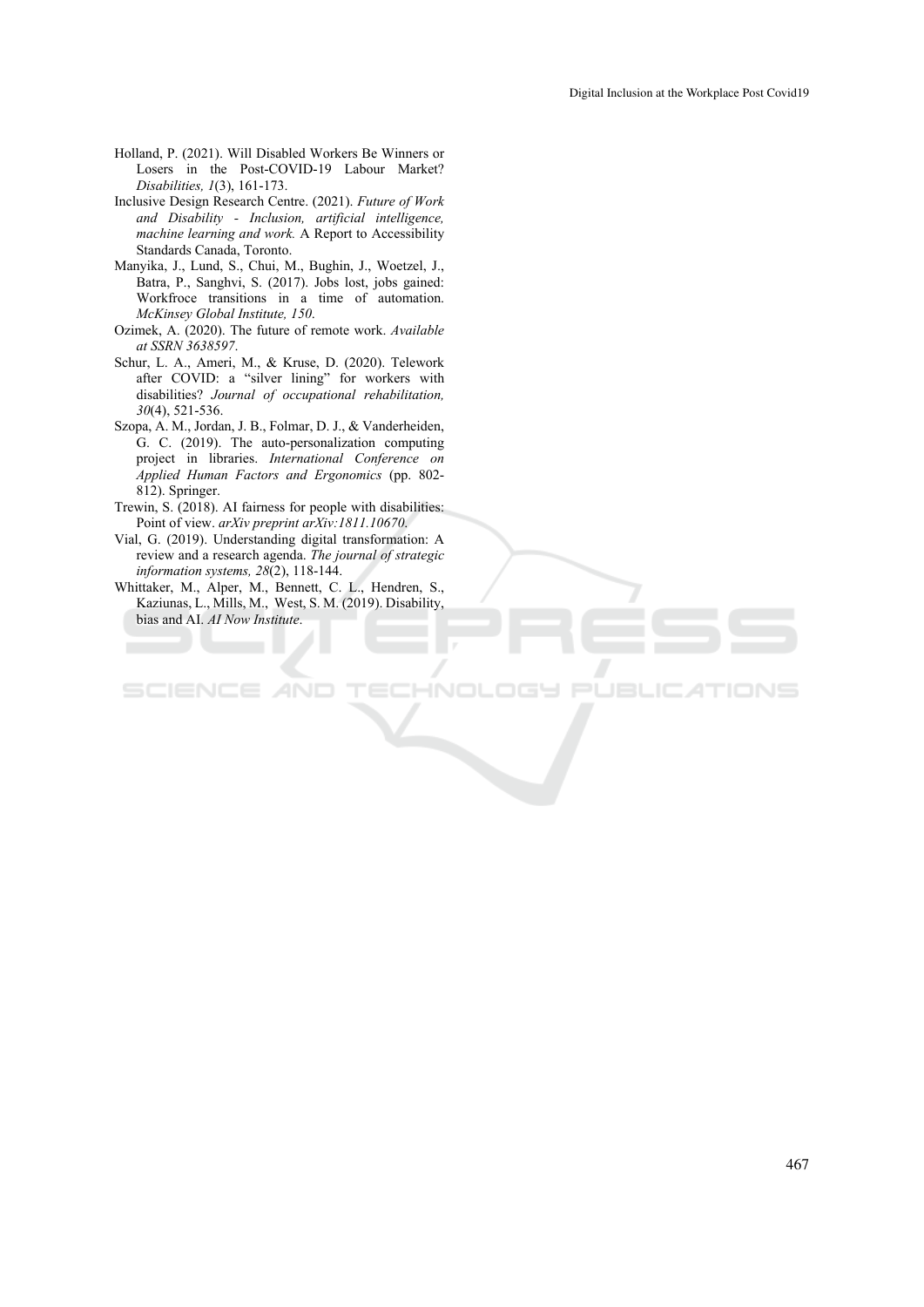Holland, P. (2021). Will Disabled Workers Be Winners or Losers in the Post-COVID-19 Labour Market? *Disabilities, 1*(3), 161-173.

Inclusive Design Research Centre. (2021). *Future of Work and Disability - Inclusion, artificial intelligence, machine learning and work.* A Report to Accessibility Standards Canada, Toronto.

Manyika, J., Lund, S., Chui, M., Bughin, J., Woetzel, J., Batra, P., Sanghvi, S. (2017). Jobs lost, jobs gained: Workfroce transitions in a time of automation. *McKinsey Global Institute, 150*.

Ozimek, A. (2020). The future of remote work. *Available at SSRN 3638597*.

Schur, L. A., Ameri, M., & Kruse, D. (2020). Telework after COVID: a "silver lining" for workers with disabilities? *Journal of occupational rehabilitation, 30*(4), 521-536.

Szopa, A. M., Jordan, J. B., Folmar, D. J., & Vanderheiden, G. C. (2019). The auto-personalization computing project in libraries. *International Conference on Applied Human Factors and Ergonomics* (pp. 802-812). Springer.

Trewin, S. (2018). AI fairness for people with disabilities: Point of view. *arXiv preprint arXiv:1811.10670*.

Vial, G. (2019). Understanding digital transformation: A review and a research agenda. *The journal of strategic information systems, 28*(2), 118-144.

Whittaker, M., Alper, M., Bennett, C. L., Hendren, S., Kaziunas, L., Mills, M., West, S. M. (2019). Disability, bias and AI. *AI Now Institute*.